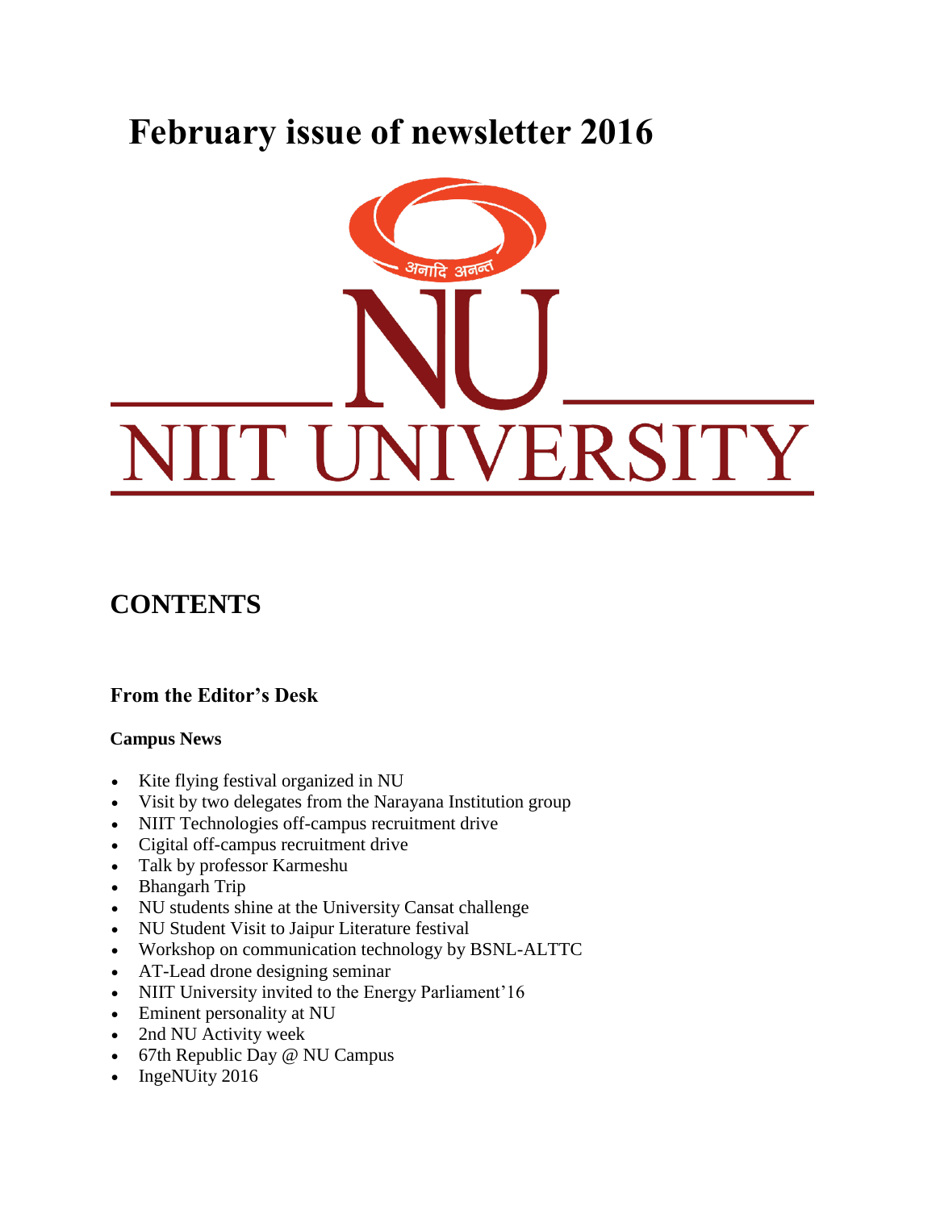# February issue of newsletter 2016

## CONTENTS

### From the Editor's Desk

**Campus News**

- Kite flying festival organized in NU
- Visit by two delegates from the Narayana Institution group
- NIIT Technologies off-campus recruitment drive
- Cigital off-campus recruitment drive
- Talk by professor Karmeshu
- Bhangarh Trip
- NU students shine at the University Cansat challenge
- NU Student Visit to Jaipur Literature festival
- Workshop on communication technology by BSNL-ALTTC
- AT-Lead drone designing seminar
- NIIT University invited to the Energy Parliament'16
- Eminent personality at NU
- 2nd NU Activity week
- 67th Republic Day @ NU Campus
- IngeNUity 2016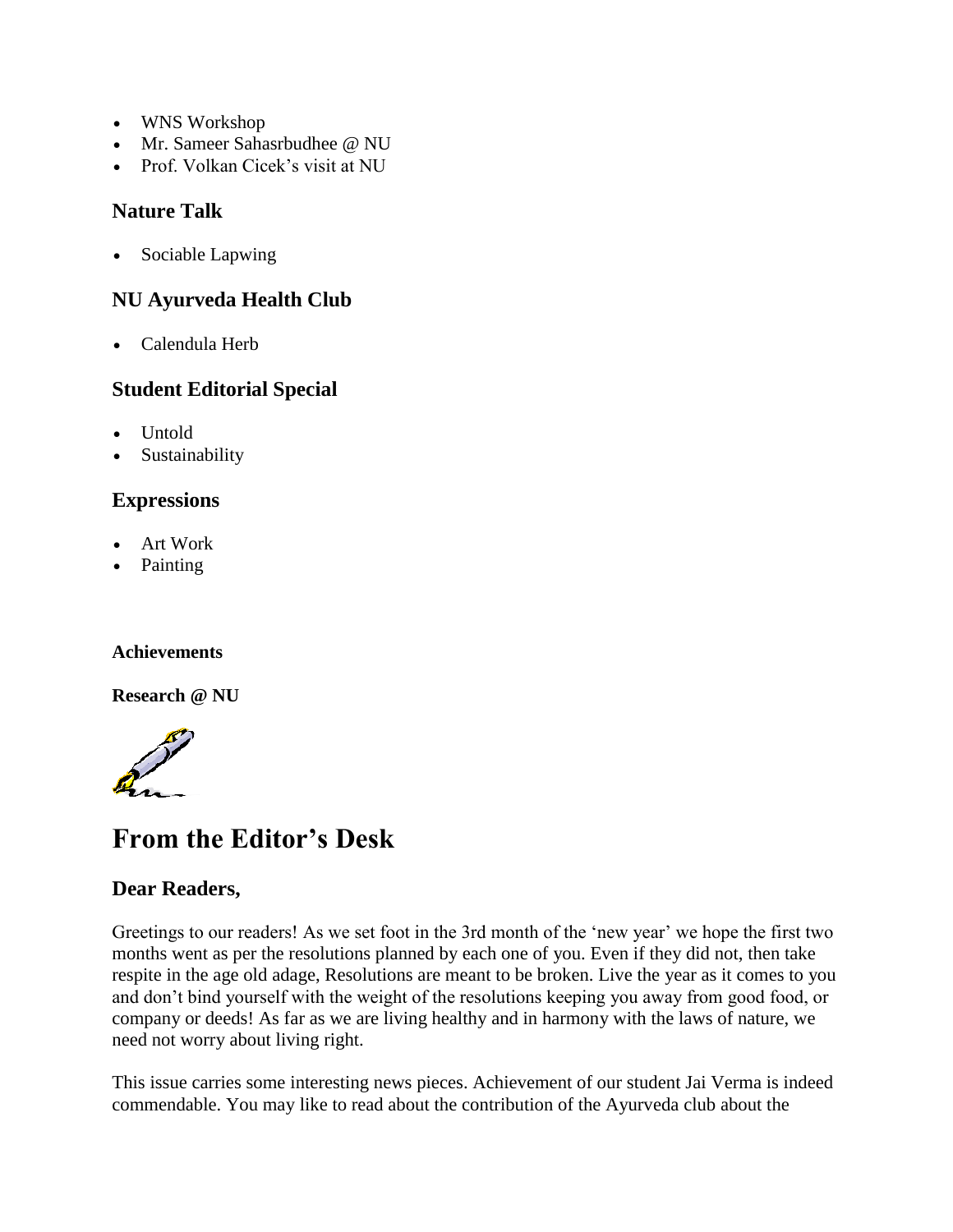- WNS Workshop
- Mr. Sameer Sahasrbudhee @ NU
- Prof. Volkan Cicek's visit at NU

### Nature Talk

- Sociable Lapwing

### NU Ayurveda Health Club

- Calendula Herb

### Student Editorial Special

- Untold
- Sustainability

### Expressions

- Art Work
- Painting

**Achievements**

**Research @ NU**

# From the Editor's Desk

### Dear Readers,

Greetings to our readers! As we set foot in the 3rd month of the 'new year' we hope the first two months went as per the resolutions planned by each one of you. Even if they did not, then take respite in the age old adage, Resolutions are meant to be broken. Live the year as it comes to you and don't bind yourself with the weight of the resolutions keeping you away from good food, or company or deeds! As far as we are living healthy and in harmony with the laws of nature, we need not worry about living right.

This issue carries some interesting news pieces. Achievement of our student Jai Verma is indeed commendable. You may like to read about the contribution of the Ayurveda club about the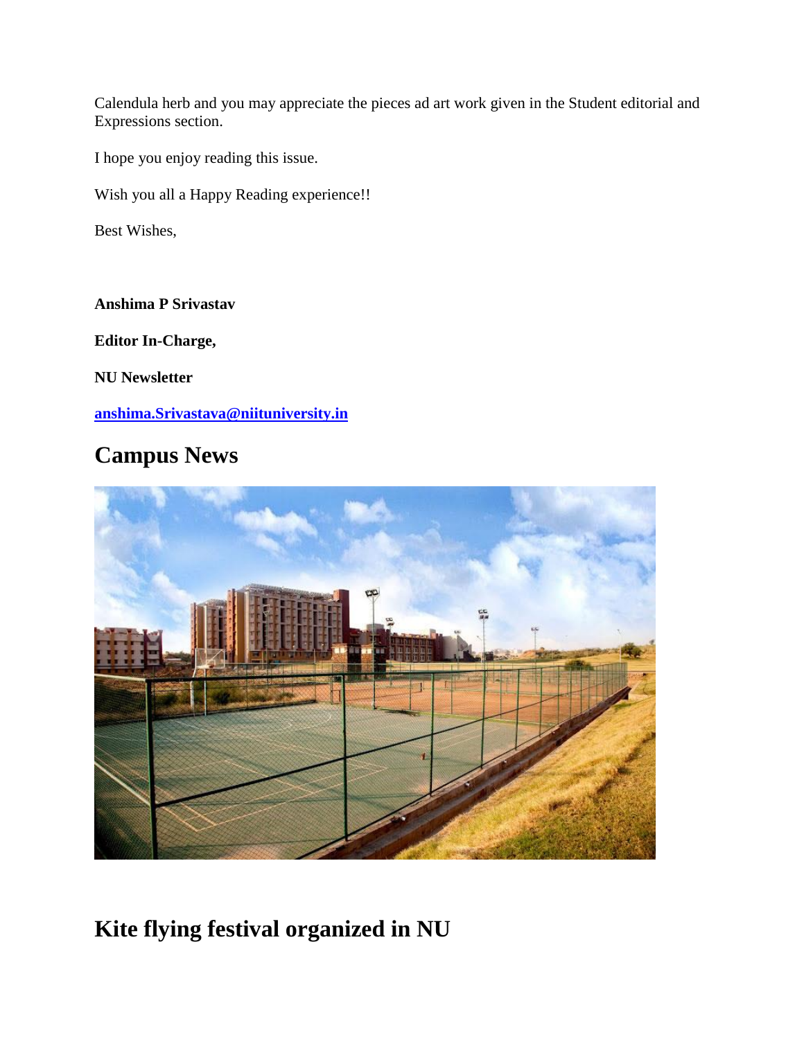Calendula herb and you may appreciate the pieces ad art work given in the Student editorial and Expressions section.

I hope you enjoy reading this issue.

Wish you all a Happy Reading experience!!

Best Wishes,

**Anshima P Srivastav**

**Editor In-Charge,**

**NU Newsletter**

**[anshima.Srivastava@niituniversity.in](mailto:anshima.Srivastava@niituniversity.in)**

## Campus News

## Kite flying festival organized in NU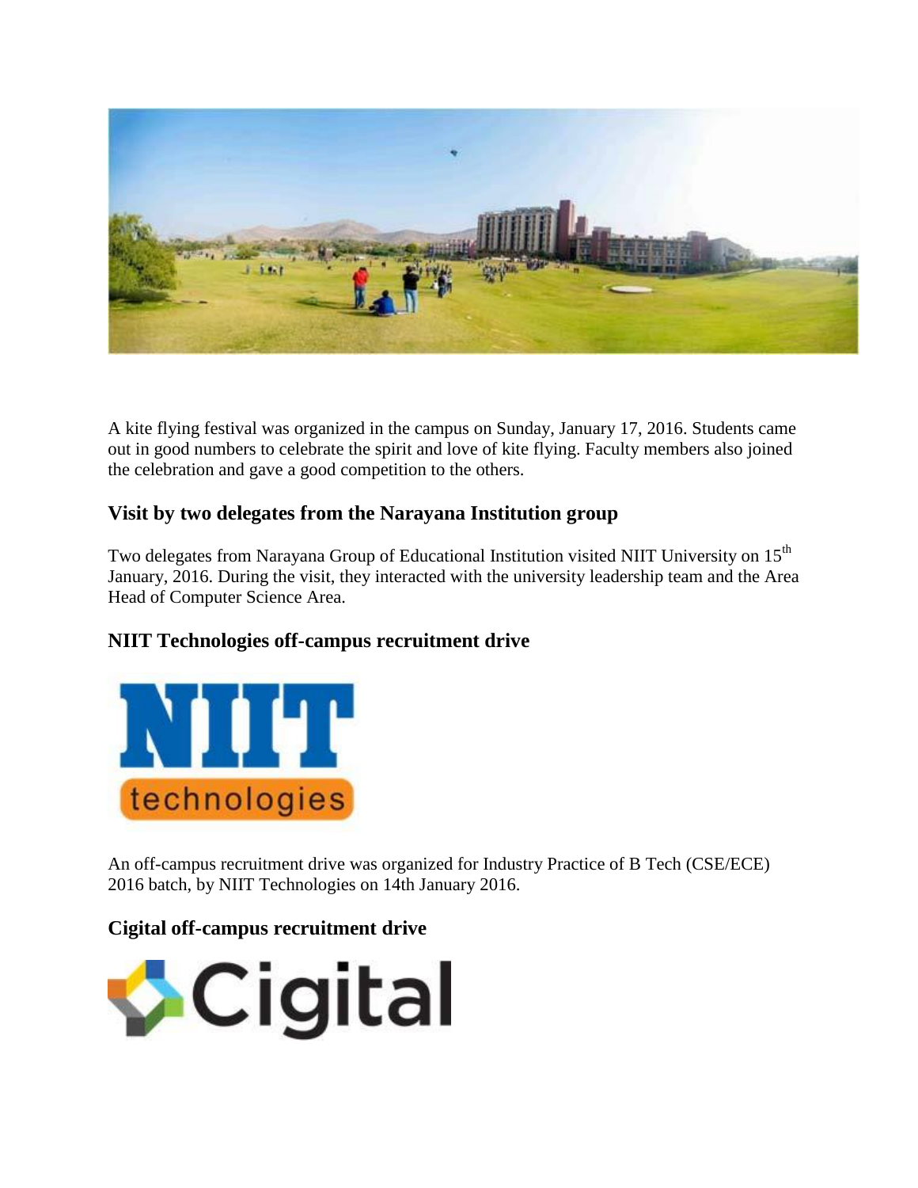A kite flying festival was organized in the campus on Sunday, January 17, 2016. Students came out in good numbers to celebrate the spirit and love of kite flying. Faculty members also joined the celebration and gave a good competition to the others.

### Visit by two delegates from the Narayana Institution group

Two delegates from Narayana Group of Educational Institution visited NIIT University on 15th January, 2016. During the visit, they interacted with the university leadership team and the Area Head of Computer Science Area.

### NIIT Technologies off-campus recruitment drive

An off-campus recruitment drive was organized for Industry Practice of B Tech (CSE/ECE) 2016 batch, by NIIT Technologies on 14th January 2016.

### Cigital off-campus recruitment drive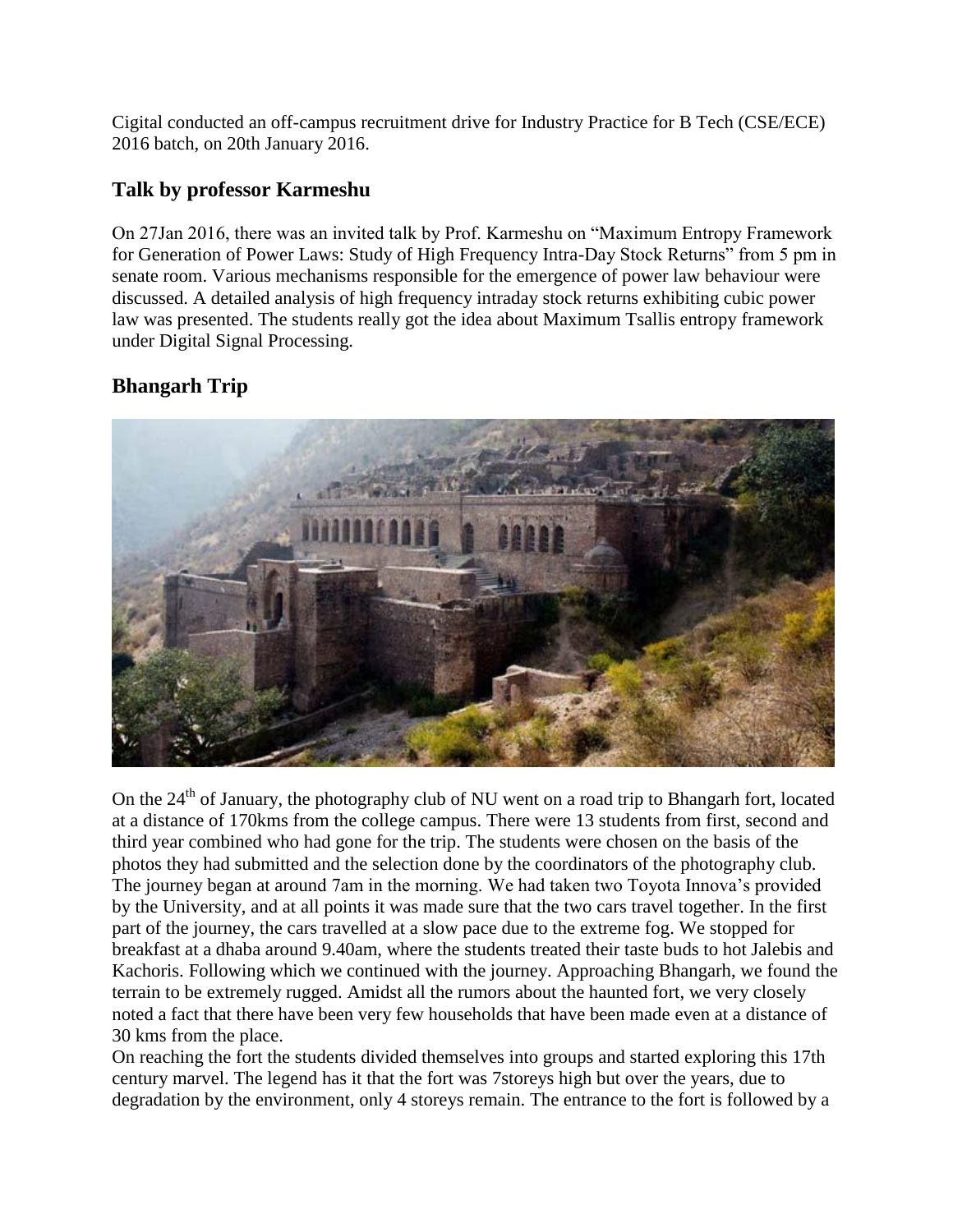Cigital conducted an off-campus recruitment drive for Industry Practice for B Tech (CSE/ECE) 2016 batch, on 20th January 2016.

## Talk by professor Karmeshu

On 27Jan 2016, there was an invited talk by Prof. Karmeshu on "Maximum Entropy Framework for Generation of Power Laws: Study of High Frequency Intra-Day Stock Returns" from 5 pm in senate room. Various mechanisms responsible for the emergence of power law behaviour were discussed. A detailed analysis of high frequency intraday stock returns exhibiting cubic power law was presented. The students really got the idea about Maximum Tsallis entropy framework under Digital Signal Processing.

## Bhangarh Trip

On the 24th of January, the photography club of NU went on a road trip to Bhangarh fort, located at a distance of 170kms from the college campus. There were 13 students from first, second and third year combined who had gone for the trip. The students were chosen on the basis of the photos they had submitted and the selection done by the coordinators of the photography club. The journey began at around 7am in the morning. We had taken two Toyota Innova's provided by the University, and at all points it was made sure that the two cars travel together. In the first part of the journey, the cars travelled at a slow pace due to the extreme fog. We stopped for breakfast at a dhaba around 9.40am, where the students treated their taste buds to hot Jalebis and Kachoris. Following which we continued with the journey. Approaching Bhangarh, we found the terrain to be extremely rugged. Amidst all the rumors about the haunted fort, we very closely noted a fact that there have been very few households that have been made even at a distance of 30 kms from the place.

On reaching the fort the students divided themselves into groups and started exploring this 17th century marvel. The legend has it that the fort was 7storeys high but over the years, due to degradation by the environment, only 4 storeys remain. The entrance to the fort is followed by a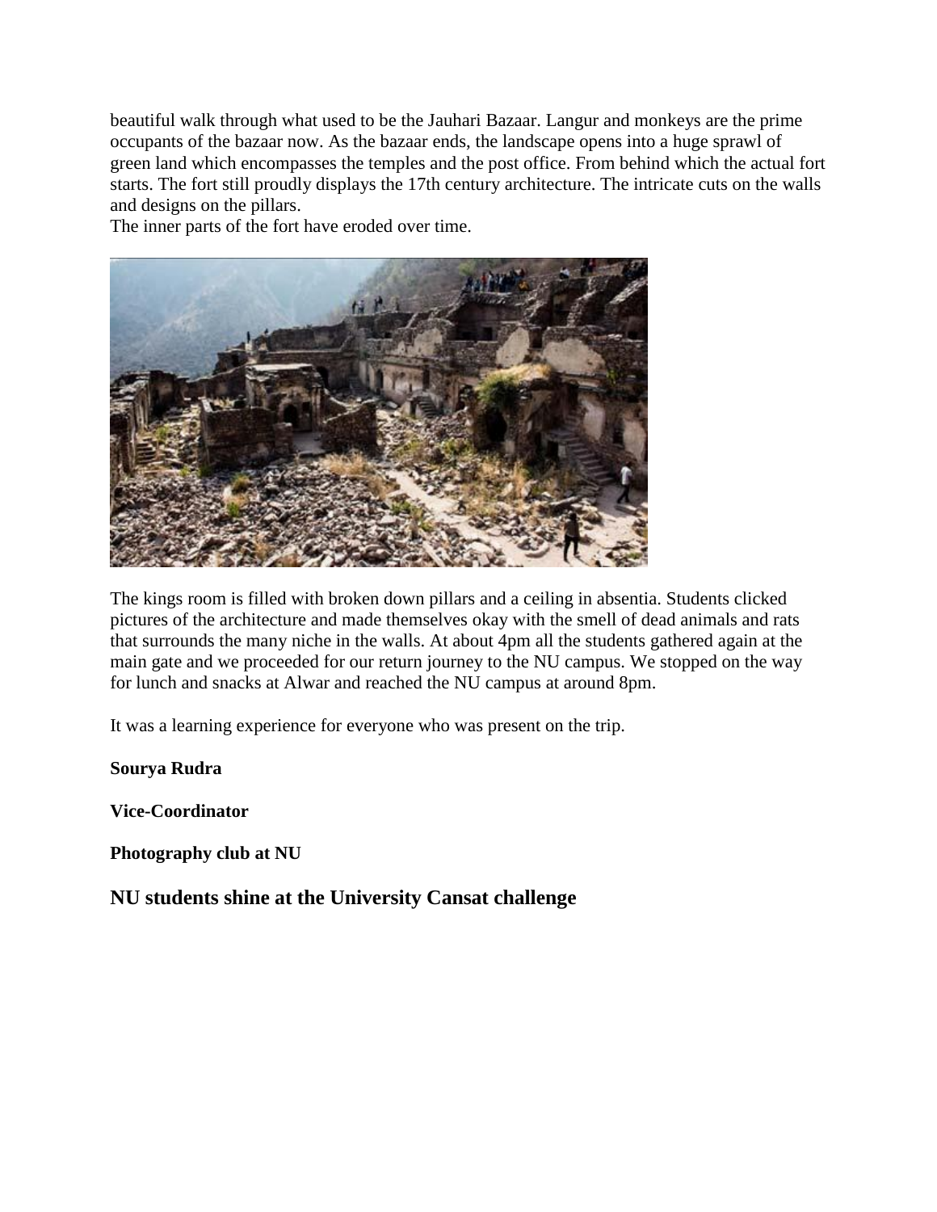beautiful walk through what used to be the Jauhari Bazaar. Langur and monkeys are the prime occupants of the bazaar now. As the bazaar ends, the landscape opens into a huge sprawl of green land which encompasses the temples and the post office. From behind which the actual fort starts. The fort still proudly displays the 17th century architecture. The intricate cuts on the walls and designs on the pillars.
The inner parts of the fort have eroded over time.

The kings room is filled with broken down pillars and a ceiling in absentia. Students clicked pictures of the architecture and made themselves okay with the smell of dead animals and rats that surrounds the many niche in the walls. At about 4pm all the students gathered again at the main gate and we proceeded for our return journey to the NU campus. We stopped on the way for lunch and snacks at Alwar and reached the NU campus at around 8pm.

It was a learning experience for everyone who was present on the trip.

**Sourya Rudra**

**Vice-Coordinator**

**Photography club at NU**

## NU students shine at the University Cansat challenge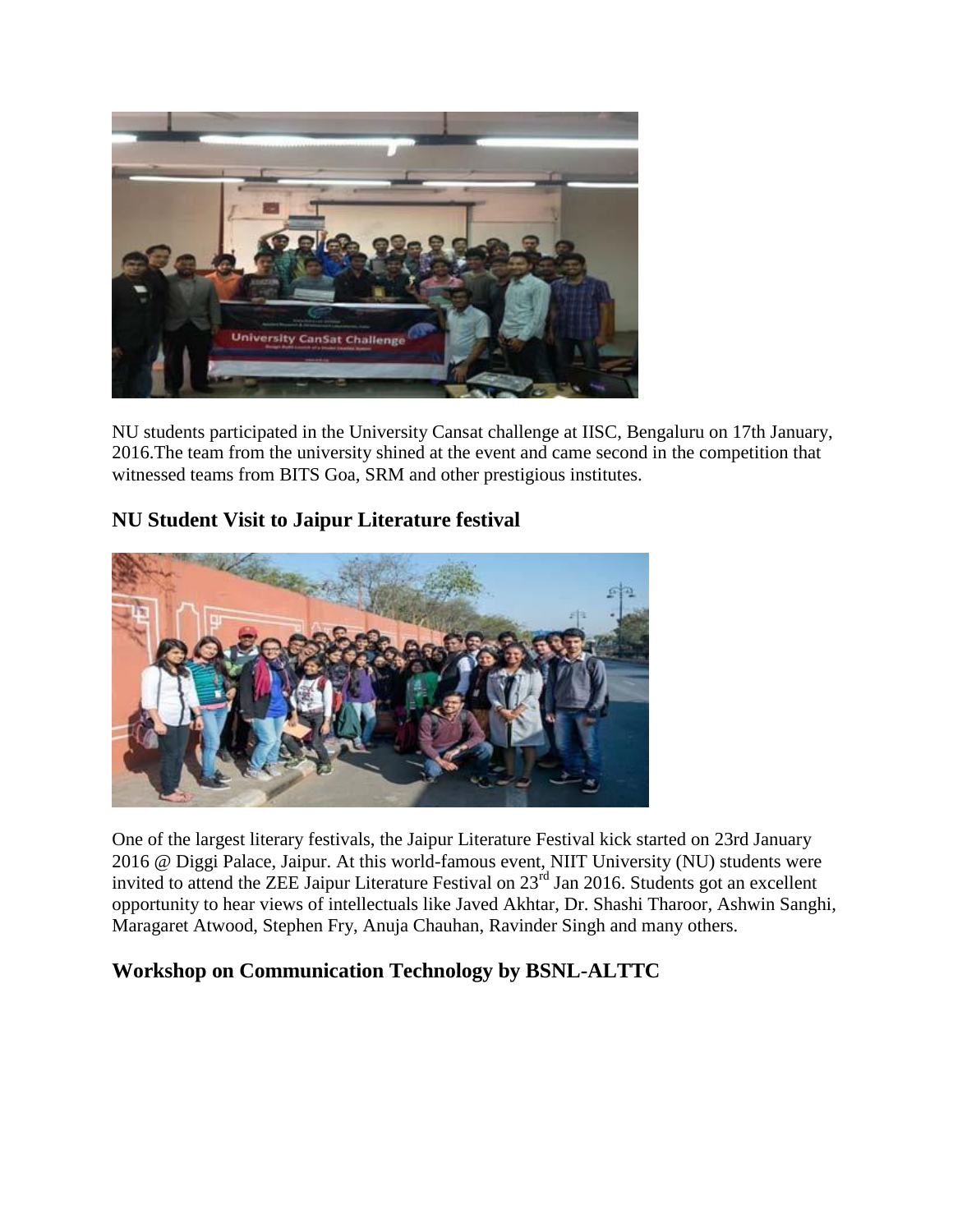NU students participated in the University Cansat challenge at IISC, Bengaluru on 17th January, 2016.The team from the university shined at the event and came second in the competition that witnessed teams from BITS Goa, SRM and other prestigious institutes.

## NU Student Visit to Jaipur Literature festival

One of the largest literary festivals, the Jaipur Literature Festival kick started on 23rd January 2016 @ Diggi Palace, Jaipur. At this world-famous event, NIIT University (NU) students were invited to attend the ZEE Jaipur Literature Festival on 23rd Jan 2016. Students got an excellent opportunity to hear views of intellectuals like Javed Akhtar, Dr. Shashi Tharoor, Ashwin Sanghi, Maragaret Atwood, Stephen Fry, Anuja Chauhan, Ravinder Singh and many others.

## Workshop on Communication Technology by BSNL-ALTTC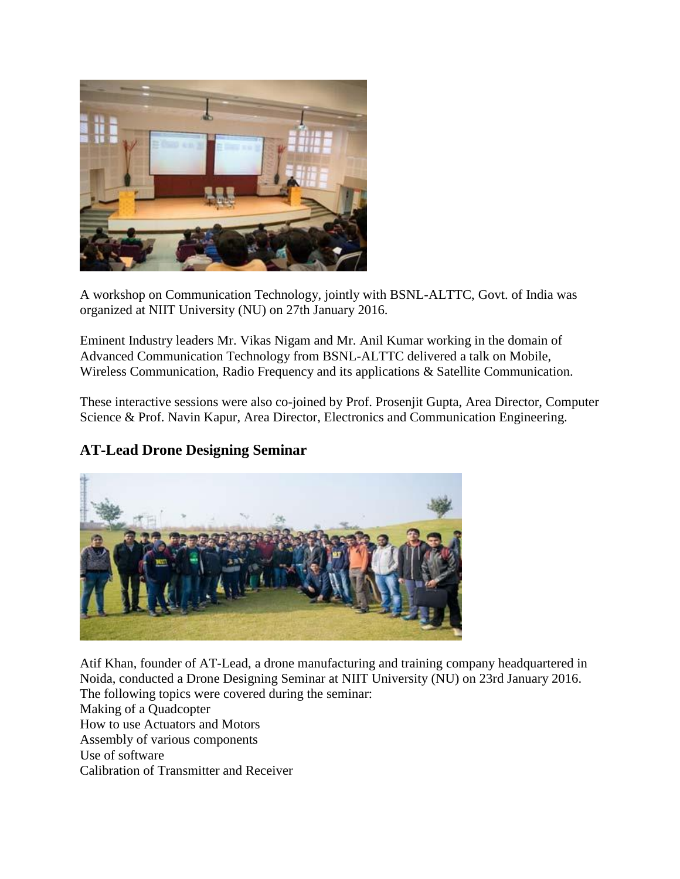A workshop on Communication Technology, jointly with BSNL-ALTTC, Govt. of India was organized at NIIT University (NU) on 27th January 2016.

Eminent Industry leaders Mr. Vikas Nigam and Mr. Anil Kumar working in the domain of Advanced Communication Technology from BSNL-ALTTC delivered a talk on Mobile, Wireless Communication, Radio Frequency and its applications & Satellite Communication.

These interactive sessions were also co-joined by Prof. Prosenjit Gupta, Area Director, Computer Science & Prof. Navin Kapur, Area Director, Electronics and Communication Engineering.

## AT-Lead Drone Designing Seminar

Atif Khan, founder of AT-Lead, a drone manufacturing and training company headquartered in Noida, conducted a Drone Designing Seminar at NIIT University (NU) on 23rd January 2016. The following topics were covered during the seminar:

Making of a Quadcopter
How to use Actuators and Motors
Assembly of various components
Use of software
Calibration of Transmitter and Receiver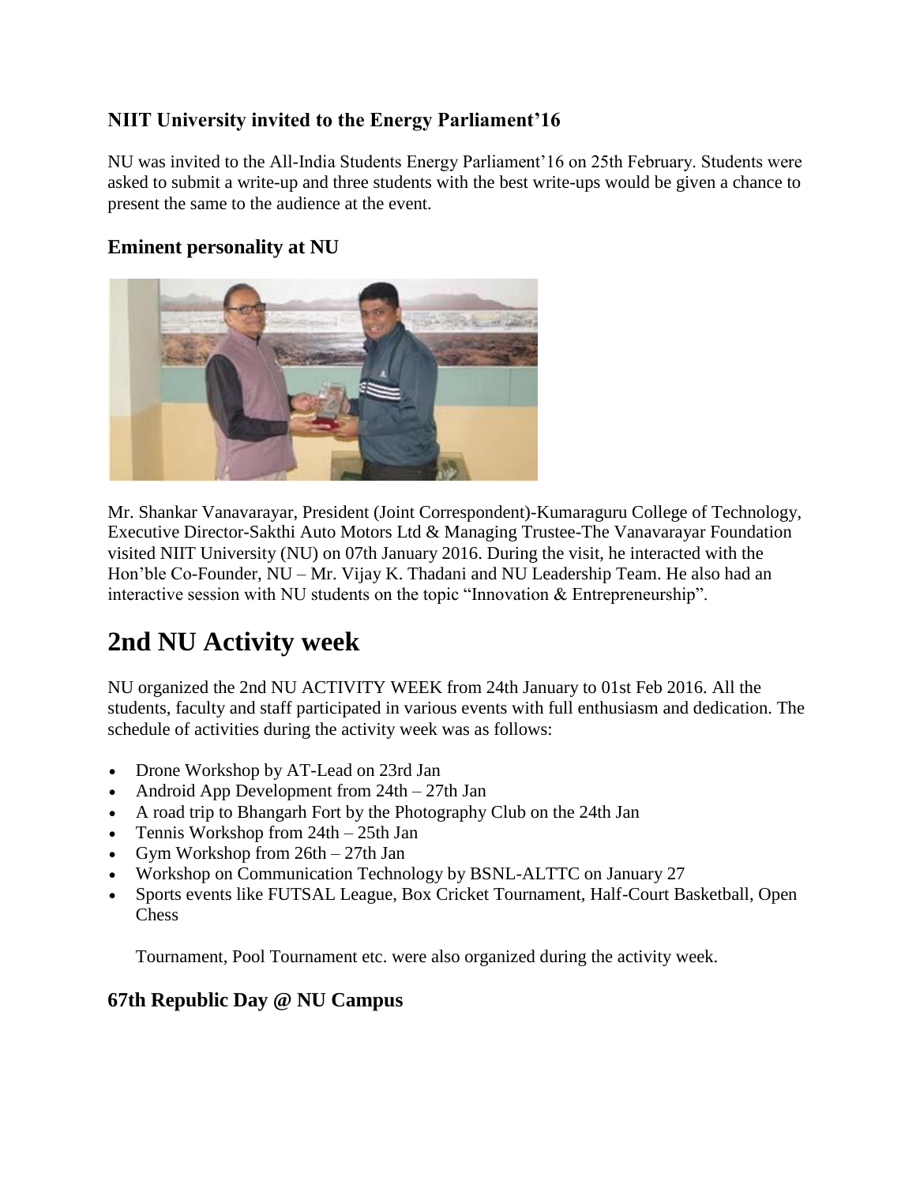### NIIT University invited to the Energy Parliament'16

NU was invited to the All-India Students Energy Parliament'16 on 25th February. Students were asked to submit a write-up and three students with the best write-ups would be given a chance to present the same to the audience at the event.

### Eminent personality at NU

Mr. Shankar Vanavarayar, President (Joint Correspondent)-Kumaraguru College of Technology, Executive Director-Sakthi Auto Motors Ltd & Managing Trustee-The Vanavarayar Foundation visited NIIT University (NU) on 07th January 2016. During the visit, he interacted with the Hon'ble Co-Founder, NU – Mr. Vijay K. Thadani and NU Leadership Team. He also had an interactive session with NU students on the topic "Innovation & Entrepreneurship".

# 2nd NU Activity week

NU organized the 2nd NU ACTIVITY WEEK from 24th January to 01st Feb 2016. All the students, faculty and staff participated in various events with full enthusiasm and dedication. The schedule of activities during the activity week was as follows:

- Drone Workshop by AT-Lead on 23rd Jan
- Android App Development from 24th – 27th Jan
- A road trip to Bhangarh Fort by the Photography Club on the 24th Jan
- Tennis Workshop from 24th – 25th Jan
- Gym Workshop from 26th – 27th Jan
- Workshop on Communication Technology by BSNL-ALTTC on January 27
- Sports events like FUTSAL League, Box Cricket Tournament, Half-Court Basketball, Open Chess

  Tournament, Pool Tournament etc. were also organized during the activity week.

### 67th Republic Day @ NU Campus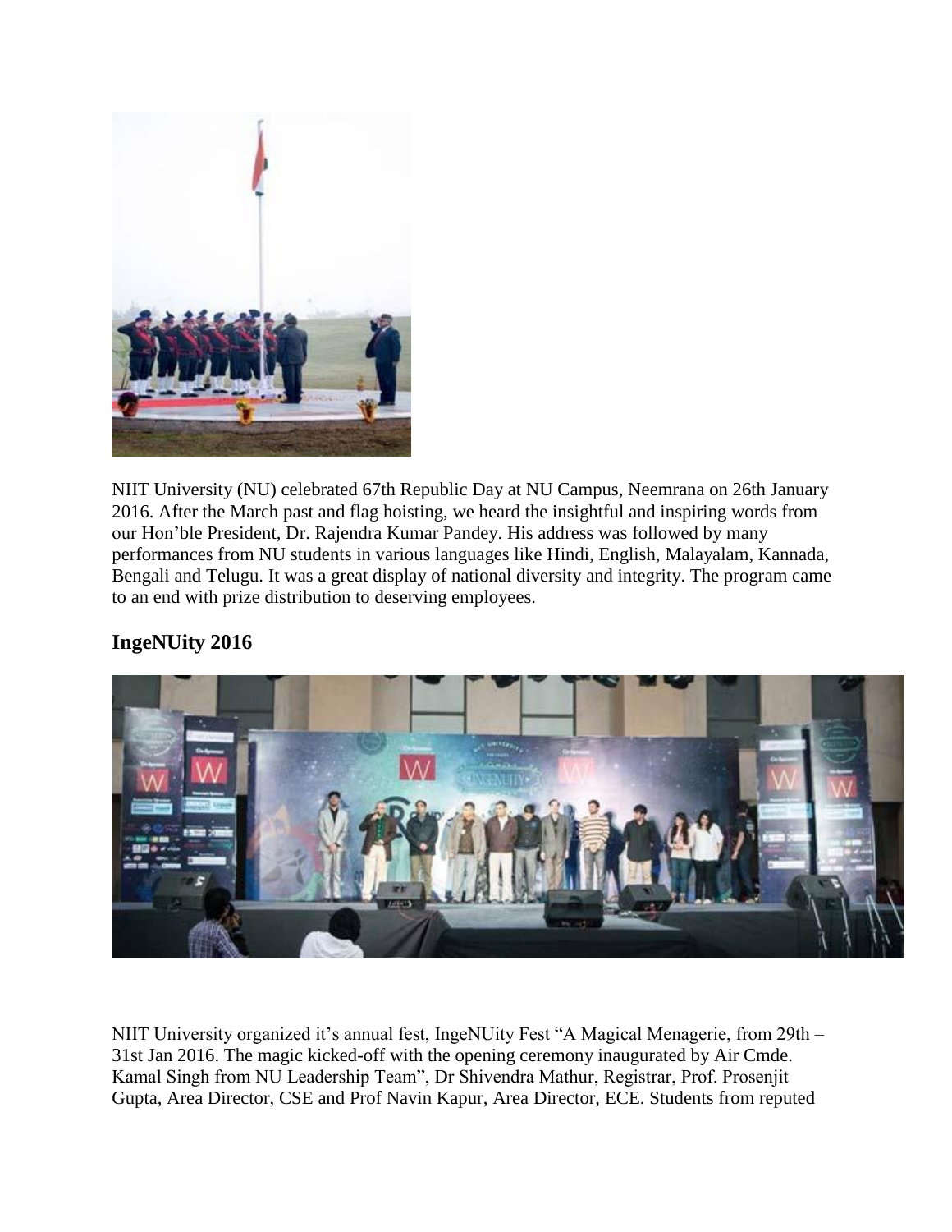NIIT University (NU) celebrated 67th Republic Day at NU Campus, Neemrana on 26th January 2016. After the March past and flag hoisting, we heard the insightful and inspiring words from our Hon'ble President, Dr. Rajendra Kumar Pandey. His address was followed by many performances from NU students in various languages like Hindi, English, Malayalam, Kannada, Bengali and Telugu. It was a great display of national diversity and integrity. The program came to an end with prize distribution to deserving employees.

## IngeNUity 2016

NIIT University organized it's annual fest, IngeNUity Fest "A Magical Menagerie, from 29th – 31st Jan 2016. The magic kicked-off with the opening ceremony inaugurated by Air Cmde. Kamal Singh from NU Leadership Team", Dr Shivendra Mathur, Registrar, Prof. Prosenjit Gupta, Area Director, CSE and Prof Navin Kapur, Area Director, ECE. Students from reputed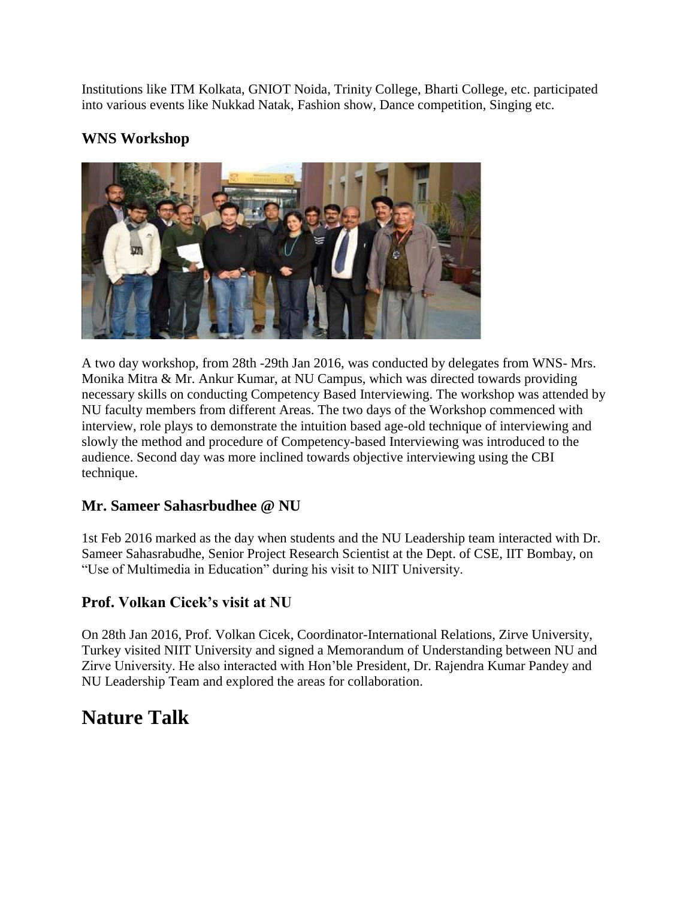Institutions like ITM Kolkata, GNIOT Noida, Trinity College, Bharti College, etc. participated into various events like Nukkad Natak, Fashion show, Dance competition, Singing etc.

### WNS Workshop

A two day workshop, from 28th -29th Jan 2016, was conducted by delegates from WNS- Mrs. Monika Mitra & Mr. Ankur Kumar, at NU Campus, which was directed towards providing necessary skills on conducting Competency Based Interviewing. The workshop was attended by NU faculty members from different Areas. The two days of the Workshop commenced with interview, role plays to demonstrate the intuition based age-old technique of interviewing and slowly the method and procedure of Competency-based Interviewing was introduced to the audience. Second day was more inclined towards objective interviewing using the CBI technique.

### Mr. Sameer Sahasrbudhee @ NU

1st Feb 2016 marked as the day when students and the NU Leadership team interacted with Dr. Sameer Sahasrabudhe, Senior Project Research Scientist at the Dept. of CSE, IIT Bombay, on "Use of Multimedia in Education" during his visit to NIIT University.

### Prof. Volkan Cicek's visit at NU

On 28th Jan 2016, Prof. Volkan Cicek, Coordinator-International Relations, Zirve University, Turkey visited NIIT University and signed a Memorandum of Understanding between NU and Zirve University. He also interacted with Hon'ble President, Dr. Rajendra Kumar Pandey and NU Leadership Team and explored the areas for collaboration.

# Nature Talk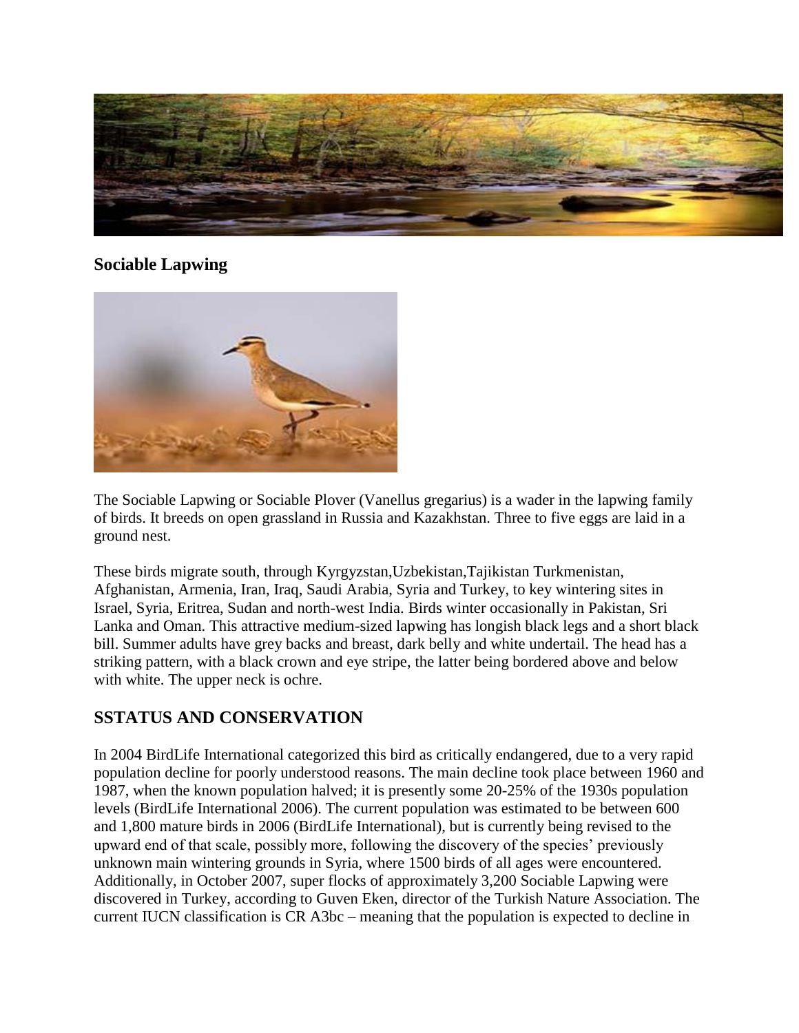## Sociable Lapwing

The Sociable Lapwing or Sociable Plover (Vanellus gregarius) is a wader in the lapwing family of birds. It breeds on open grassland in Russia and Kazakhstan. Three to five eggs are laid in a ground nest.

These birds migrate south, through Kyrgyzstan,Uzbekistan,Tajikistan Turkmenistan, Afghanistan, Armenia, Iran, Iraq, Saudi Arabia, Syria and Turkey, to key wintering sites in Israel, Syria, Eritrea, Sudan and north-west India. Birds winter occasionally in Pakistan, Sri Lanka and Oman. This attractive medium-sized lapwing has longish black legs and a short black bill. Summer adults have grey backs and breast, dark belly and white undertail. The head has a striking pattern, with a black crown and eye stripe, the latter being bordered above and below with white. The upper neck is ochre.

## SSTATUS AND CONSERVATION

In 2004 BirdLife International categorized this bird as critically endangered, due to a very rapid population decline for poorly understood reasons. The main decline took place between 1960 and 1987, when the known population halved; it is presently some 20-25% of the 1930s population levels (BirdLife International 2006). The current population was estimated to be between 600 and 1,800 mature birds in 2006 (BirdLife International), but is currently being revised to the upward end of that scale, possibly more, following the discovery of the species' previously unknown main wintering grounds in Syria, where 1500 birds of all ages were encountered. Additionally, in October 2007, super flocks of approximately 3,200 Sociable Lapwing were discovered in Turkey, according to Guven Eken, director of the Turkish Nature Association. The current IUCN classification is CR A3bc – meaning that the population is expected to decline in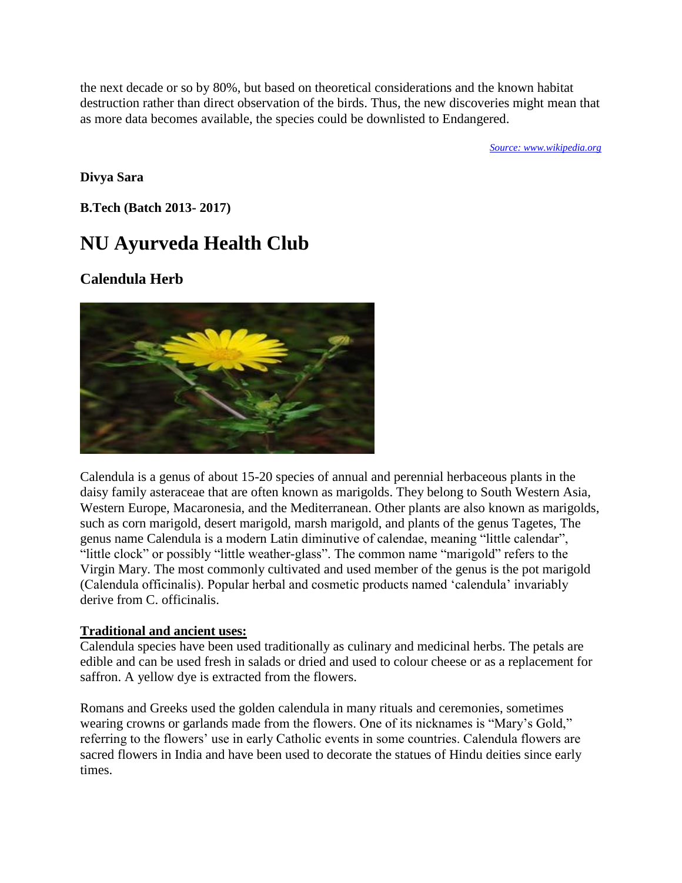the next decade or so by 80%, but based on theoretical considerations and the known habitat destruction rather than direct observation of the birds. Thus, the new discoveries might mean that as more data becomes available, the species could be downlisted to Endangered.

*Source: www.wikipedia.org*

**Divya Sara**

**B.Tech (Batch 2013- 2017)**

# NU Ayurveda Health Club

## Calendula Herb

Calendula is a genus of about 15-20 species of annual and perennial herbaceous plants in the daisy family asteraceae that are often known as marigolds. They belong to South Western Asia, Western Europe, Macaronesia, and the Mediterranean. Other plants are also known as marigolds, such as corn marigold, desert marigold, marsh marigold, and plants of the genus Tagetes, The genus name Calendula is a modern Latin diminutive of calendae, meaning "little calendar", "little clock" or possibly "little weather-glass". The common name "marigold" refers to the Virgin Mary. The most commonly cultivated and used member of the genus is the pot marigold (Calendula officinalis). Popular herbal and cosmetic products named 'calendula' invariably derive from C. officinalis.

**Traditional and ancient uses:**

Calendula species have been used traditionally as culinary and medicinal herbs. The petals are edible and can be used fresh in salads or dried and used to colour cheese or as a replacement for saffron. A yellow dye is extracted from the flowers.

Romans and Greeks used the golden calendula in many rituals and ceremonies, sometimes wearing crowns or garlands made from the flowers. One of its nicknames is "Mary's Gold," referring to the flowers' use in early Catholic events in some countries. Calendula flowers are sacred flowers in India and have been used to decorate the statues of Hindu deities since early times.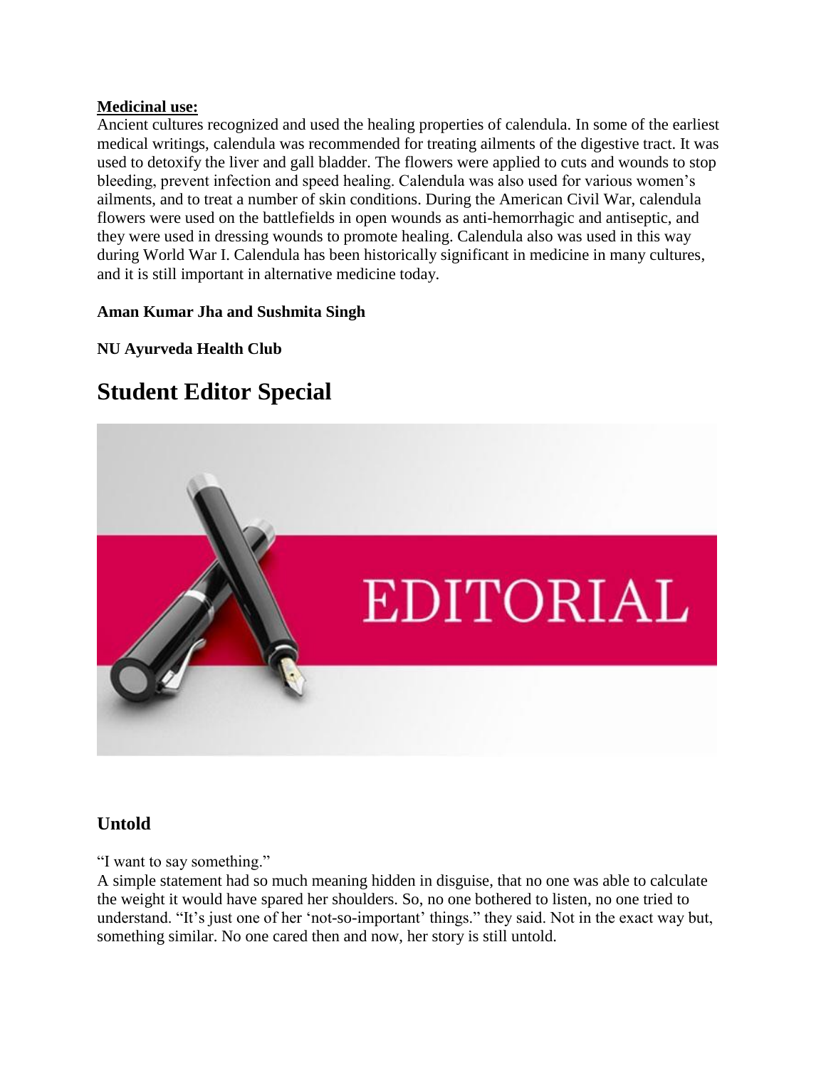**Medicinal use:**

Ancient cultures recognized and used the healing properties of calendula. In some of the earliest medical writings, calendula was recommended for treating ailments of the digestive tract. It was used to detoxify the liver and gall bladder. The flowers were applied to cuts and wounds to stop bleeding, prevent infection and speed healing. Calendula was also used for various women's ailments, and to treat a number of skin conditions. During the American Civil War, calendula flowers were used on the battlefields in open wounds as anti-hemorrhagic and antiseptic, and they were used in dressing wounds to promote healing. Calendula also was used in this way during World War I. Calendula has been historically significant in medicine in many cultures, and it is still important in alternative medicine today.

**Aman Kumar Jha and Sushmita Singh**

**NU Ayurveda Health Club**

# Student Editor Special

## Untold

"I want to say something."

A simple statement had so much meaning hidden in disguise, that no one was able to calculate the weight it would have spared her shoulders. So, no one bothered to listen, no one tried to understand. "It's just one of her 'not-so-important' things." they said. Not in the exact way but, something similar. No one cared then and now, her story is still untold.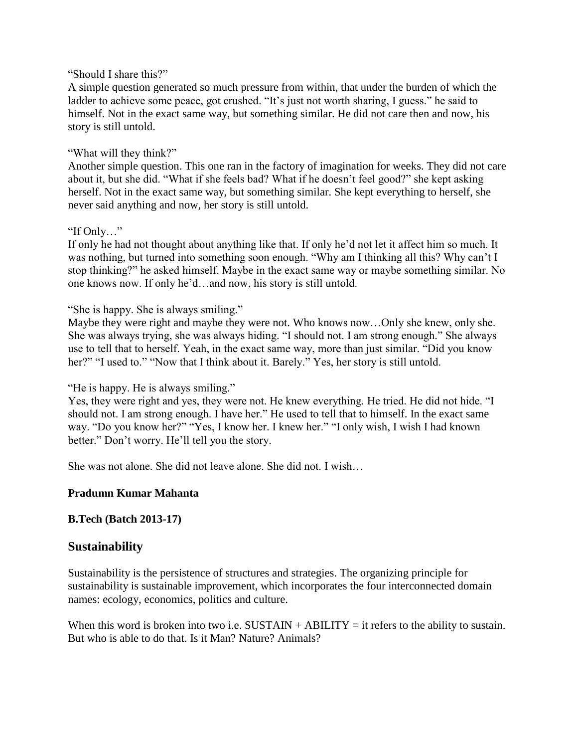"Should I share this?"

A simple question generated so much pressure from within, that under the burden of which the ladder to achieve some peace, got crushed. "It's just not worth sharing, I guess." he said to himself. Not in the exact same way, but something similar. He did not care then and now, his story is still untold.

"What will they think?"

Another simple question. This one ran in the factory of imagination for weeks. They did not care about it, but she did. "What if she feels bad? What if he doesn't feel good?" she kept asking herself. Not in the exact same way, but something similar. She kept everything to herself, she never said anything and now, her story is still untold.

"If Only…"

If only he had not thought about anything like that. If only he'd not let it affect him so much. It was nothing, but turned into something soon enough. "Why am I thinking all this? Why can't I stop thinking?" he asked himself. Maybe in the exact same way or maybe something similar. No one knows now. If only he'd…and now, his story is still untold.

"She is happy. She is always smiling."

Maybe they were right and maybe they were not. Who knows now…Only she knew, only she. She was always trying, she was always hiding. "I should not. I am strong enough." She always use to tell that to herself. Yeah, in the exact same way, more than just similar. "Did you know her?" "I used to." "Now that I think about it. Barely." Yes, her story is still untold.

"He is happy. He is always smiling."

Yes, they were right and yes, they were not. He knew everything. He tried. He did not hide. "I should not. I am strong enough. I have her." He used to tell that to himself. In the exact same way. "Do you know her?" "Yes, I know her. I knew her." "I only wish, I wish I had known better." Don't worry. He'll tell you the story.

She was not alone. She did not leave alone. She did not. I wish…

**Pradumn Kumar Mahanta**

**B.Tech (Batch 2013-17)**

## Sustainability

Sustainability is the persistence of structures and strategies. The organizing principle for sustainability is sustainable improvement, which incorporates the four interconnected domain names: ecology, economics, politics and culture.

When this word is broken into two i.e. SUSTAIN + ABILITY = it refers to the ability to sustain. But who is able to do that. Is it Man? Nature? Animals?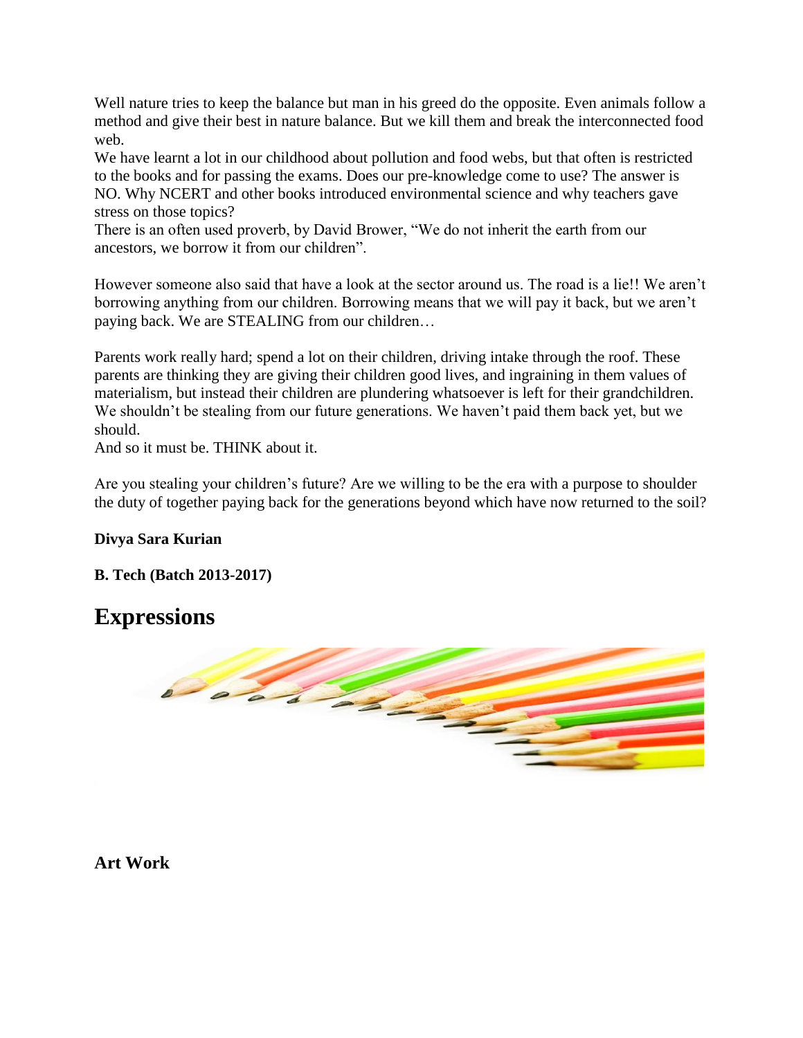Well nature tries to keep the balance but man in his greed do the opposite. Even animals follow a method and give their best in nature balance. But we kill them and break the interconnected food web.

We have learnt a lot in our childhood about pollution and food webs, but that often is restricted to the books and for passing the exams. Does our pre-knowledge come to use? The answer is NO. Why NCERT and other books introduced environmental science and why teachers gave stress on those topics?

There is an often used proverb, by David Brower, “We do not inherit the earth from our ancestors, we borrow it from our children”.

However someone also said that have a look at the sector around us. The road is a lie!! We aren’t borrowing anything from our children. Borrowing means that we will pay it back, but we aren’t paying back. We are STEALING from our children…

Parents work really hard; spend a lot on their children, driving intake through the roof. These parents are thinking they are giving their children good lives, and ingraining in them values of materialism, but instead their children are plundering whatsoever is left for their grandchildren. We shouldn’t be stealing from our future generations. We haven’t paid them back yet, but we should.

And so it must be. THINK about it.

Are you stealing your children’s future? Are we willing to be the era with a purpose to shoulder the duty of together paying back for the generations beyond which have now returned to the soil?

**Divya Sara Kurian**

**B. Tech (Batch 2013-2017)**

# Expressions

## Art Work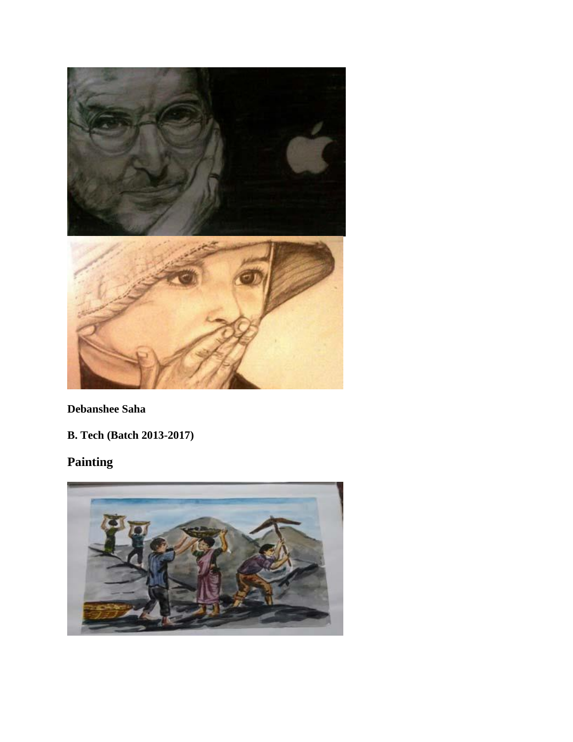**Debanshee Saha**

**B. Tech (Batch 2013-2017)**

## Painting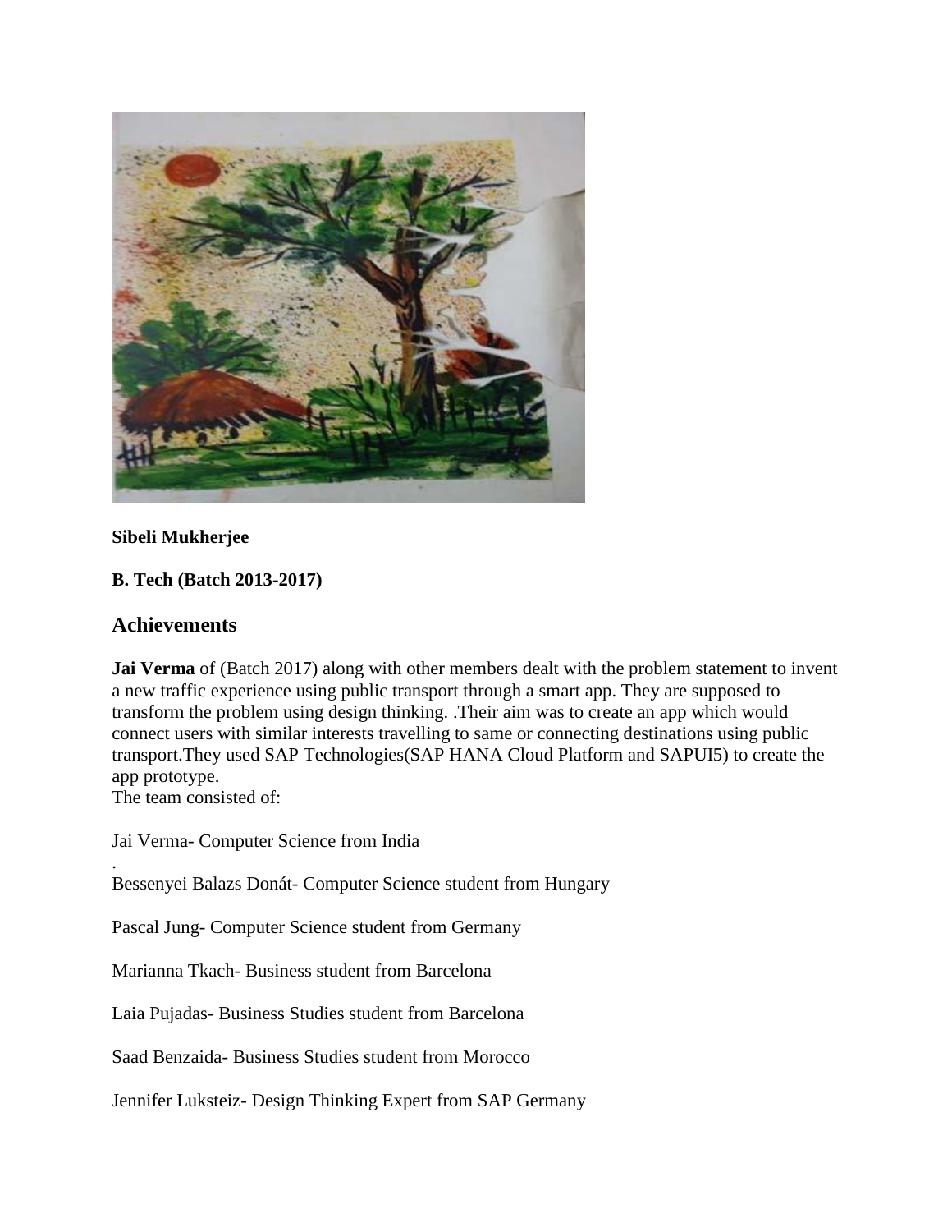**Sibeli Mukherjee**

**B. Tech (Batch 2013-2017)**

## Achievements

**Jai Verma** of (Batch 2017) along with other members dealt with the problem statement to invent a new traffic experience using public transport through a smart app. They are supposed to transform the problem using design thinking. .Their aim was to create an app which would connect users with similar interests travelling to same or connecting destinations using public transport.They used SAP Technologies(SAP HANA Cloud Platform and SAPUI5) to create the app prototype.
The team consisted of:

Jai Verma- Computer Science from India
.
Bessenyei Balazs Donát- Computer Science student from Hungary

Pascal Jung- Computer Science student from Germany

Marianna Tkach- Business student from Barcelona

Laia Pujadas- Business Studies student from Barcelona

Saad Benzaida- Business Studies student from Morocco

Jennifer Luksteiz- Design Thinking Expert from SAP Germany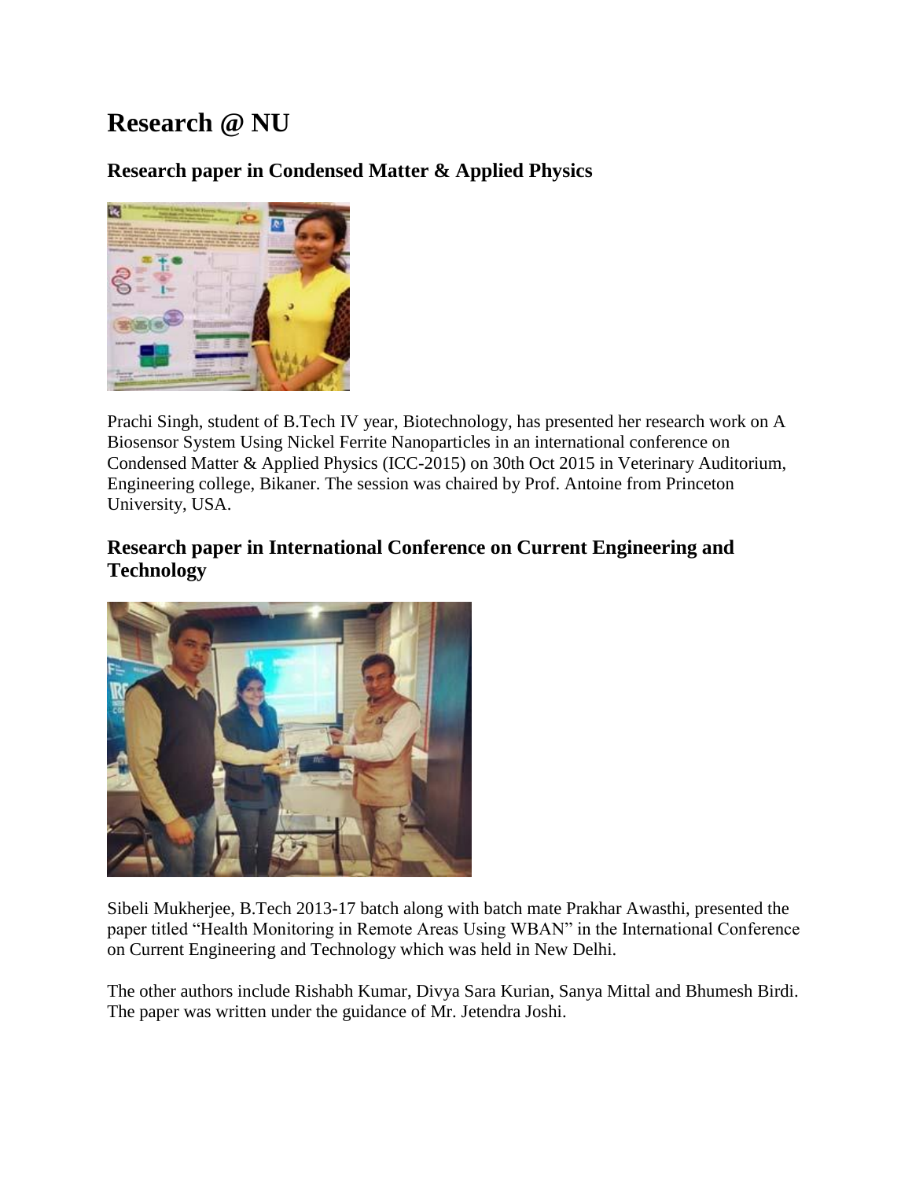# Research @ NU

## Research paper in Condensed Matter & Applied Physics

Prachi Singh, student of B.Tech IV year, Biotechnology, has presented her research work on A Biosensor System Using Nickel Ferrite Nanoparticles in an international conference on Condensed Matter & Applied Physics (ICC-2015) on 30th Oct 2015 in Veterinary Auditorium, Engineering college, Bikaner. The session was chaired by Prof. Antoine from Princeton University, USA.

## Research paper in International Conference on Current Engineering and Technology

Sibeli Mukherjee, B.Tech 2013-17 batch along with batch mate Prakhar Awasthi, presented the paper titled "Health Monitoring in Remote Areas Using WBAN" in the International Conference on Current Engineering and Technology which was held in New Delhi.

The other authors include Rishabh Kumar, Divya Sara Kurian, Sanya Mittal and Bhumesh Birdi. The paper was written under the guidance of Mr. Jetendra Joshi.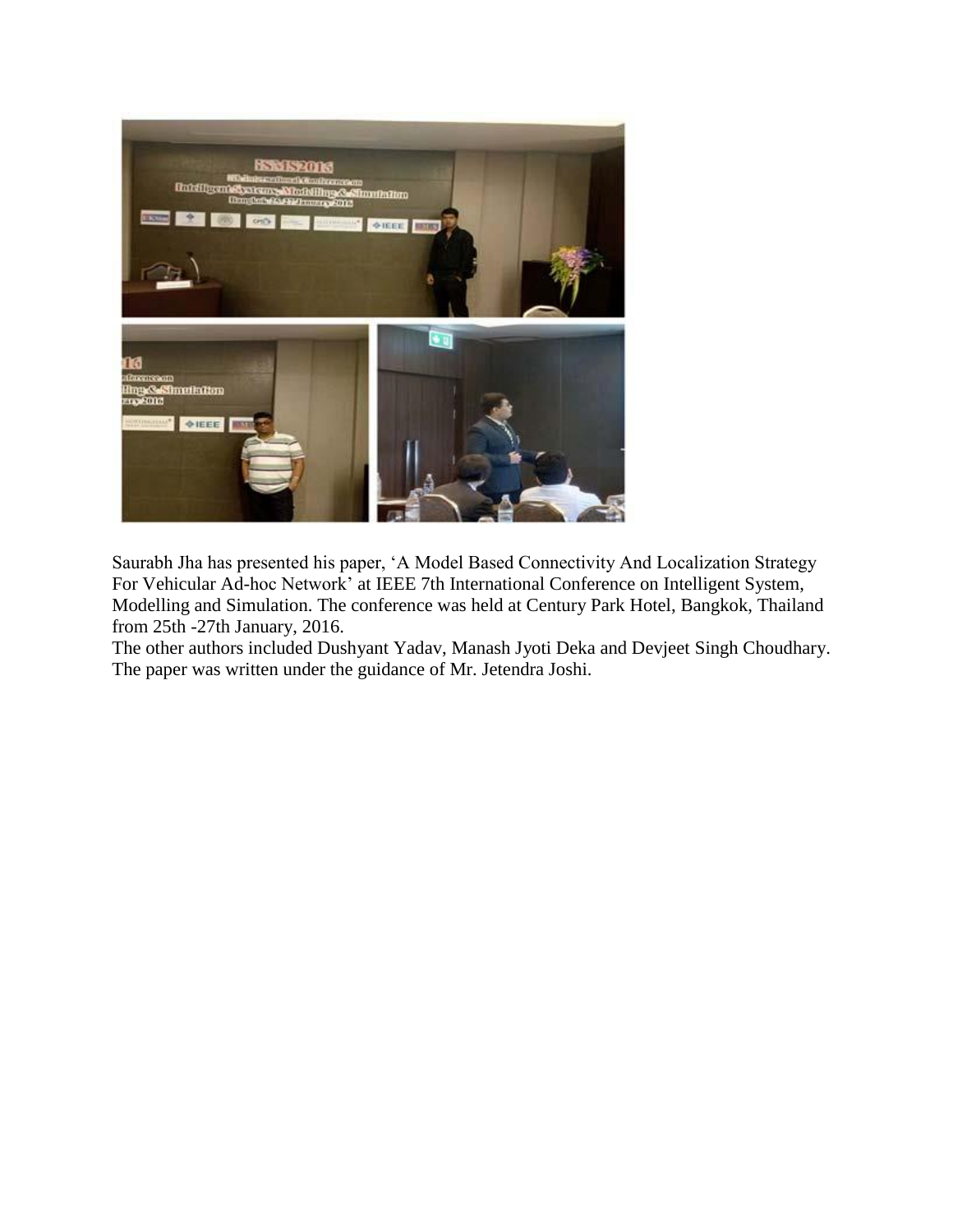Saurabh Jha has presented his paper, 'A Model Based Connectivity And Localization Strategy For Vehicular Ad-hoc Network' at IEEE 7th International Conference on Intelligent System, Modelling and Simulation. The conference was held at Century Park Hotel, Bangkok, Thailand from 25th -27th January, 2016.

The other authors included Dushyant Yadav, Manash Jyoti Deka and Devjeet Singh Choudhary. The paper was written under the guidance of Mr. Jetendra Joshi.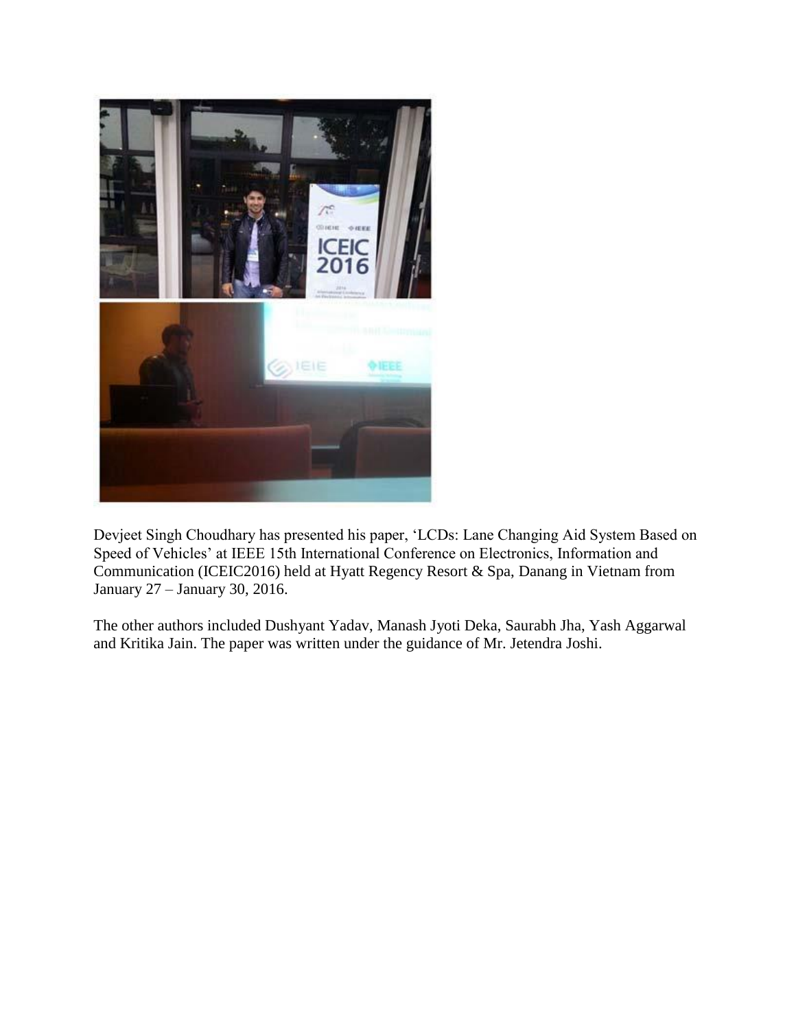Devjeet Singh Choudhary has presented his paper, 'LCDs: Lane Changing Aid System Based on Speed of Vehicles' at IEEE 15th International Conference on Electronics, Information and Communication (ICEIC2016) held at Hyatt Regency Resort & Spa, Danang in Vietnam from January 27 – January 30, 2016.

The other authors included Dushyant Yadav, Manash Jyoti Deka, Saurabh Jha, Yash Aggarwal and Kritika Jain. The paper was written under the guidance of Mr. Jetendra Joshi.